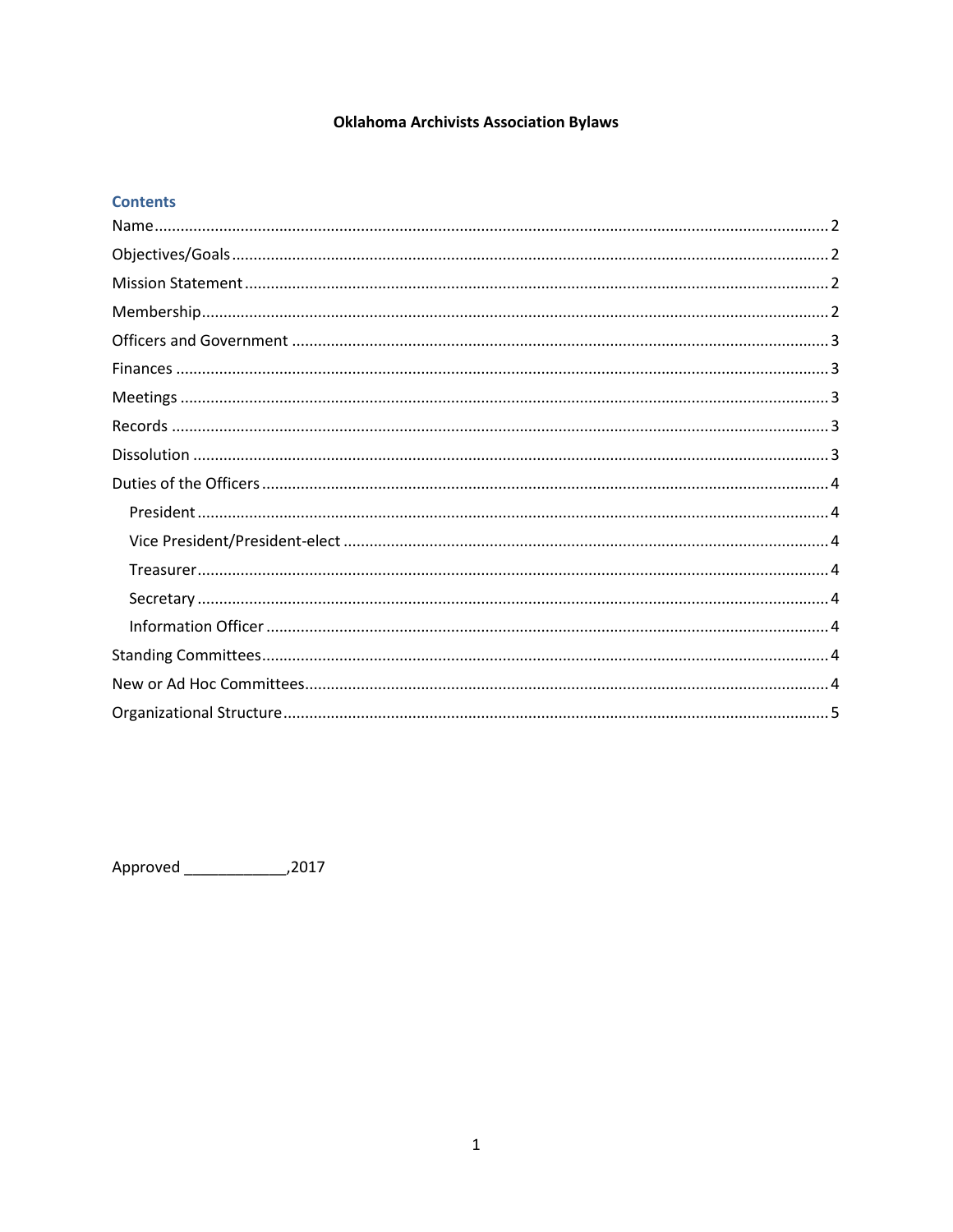# Oklahoma Archivists Association Bylaws

## Contents

- Name .......... 2
- Objectives/Goals .......... 2
- Mission Statement .......... 2
- Membership .......... 2
- Officers and Government .......... 3
- Finances .......... 3
- Meetings .......... 3
- Records .......... 3
- Dissolution .......... 3
- Duties of the Officers .......... 4
  - President .......... 4
  - Vice President/President-elect .......... 4
  - Treasurer .......... 4
  - Secretary .......... 4
  - Information Officer .......... 4
- Standing Committees .......... 4
- New or Ad Hoc Committees .......... 4
- Organizational Structure .......... 5

Approved ____________,2017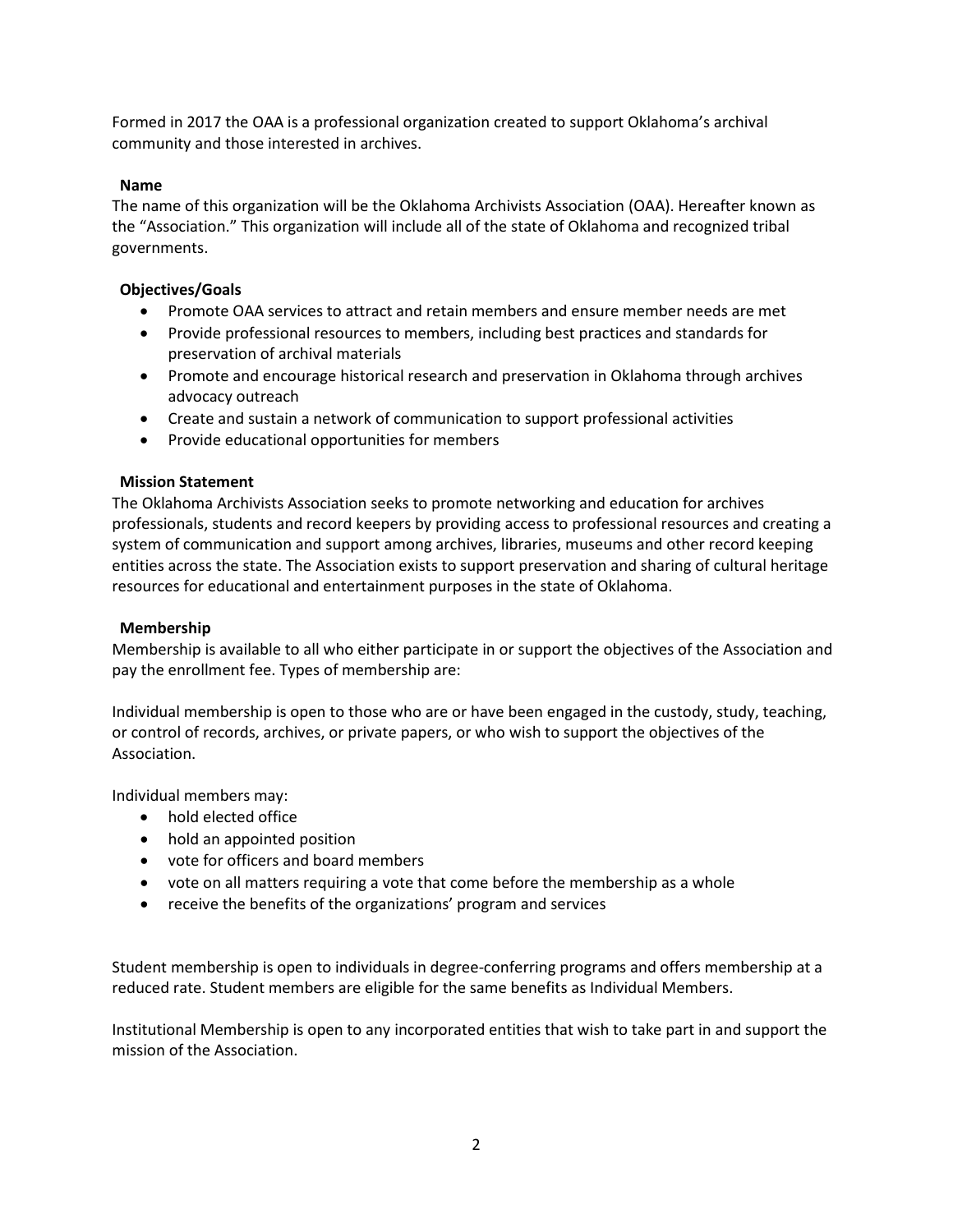Formed in 2017 the OAA is a professional organization created to support Oklahoma's archival community and those interested in archives.

**Name**

The name of this organization will be the Oklahoma Archivists Association (OAA). Hereafter known as the "Association." This organization will include all of the state of Oklahoma and recognized tribal governments.

**Objectives/Goals**

- Promote OAA services to attract and retain members and ensure member needs are met
- Provide professional resources to members, including best practices and standards for preservation of archival materials
- Promote and encourage historical research and preservation in Oklahoma through archives advocacy outreach
- Create and sustain a network of communication to support professional activities
- Provide educational opportunities for members

**Mission Statement**

The Oklahoma Archivists Association seeks to promote networking and education for archives professionals, students and record keepers by providing access to professional resources and creating a system of communication and support among archives, libraries, museums and other record keeping entities across the state. The Association exists to support preservation and sharing of cultural heritage resources for educational and entertainment purposes in the state of Oklahoma.

**Membership**

Membership is available to all who either participate in or support the objectives of the Association and pay the enrollment fee. Types of membership are:

Individual membership is open to those who are or have been engaged in the custody, study, teaching, or control of records, archives, or private papers, or who wish to support the objectives of the Association.

Individual members may:

- hold elected office
- hold an appointed position
- vote for officers and board members
- vote on all matters requiring a vote that come before the membership as a whole
- receive the benefits of the organizations' program and services

Student membership is open to individuals in degree-conferring programs and offers membership at a reduced rate. Student members are eligible for the same benefits as Individual Members.

Institutional Membership is open to any incorporated entities that wish to take part in and support the mission of the Association.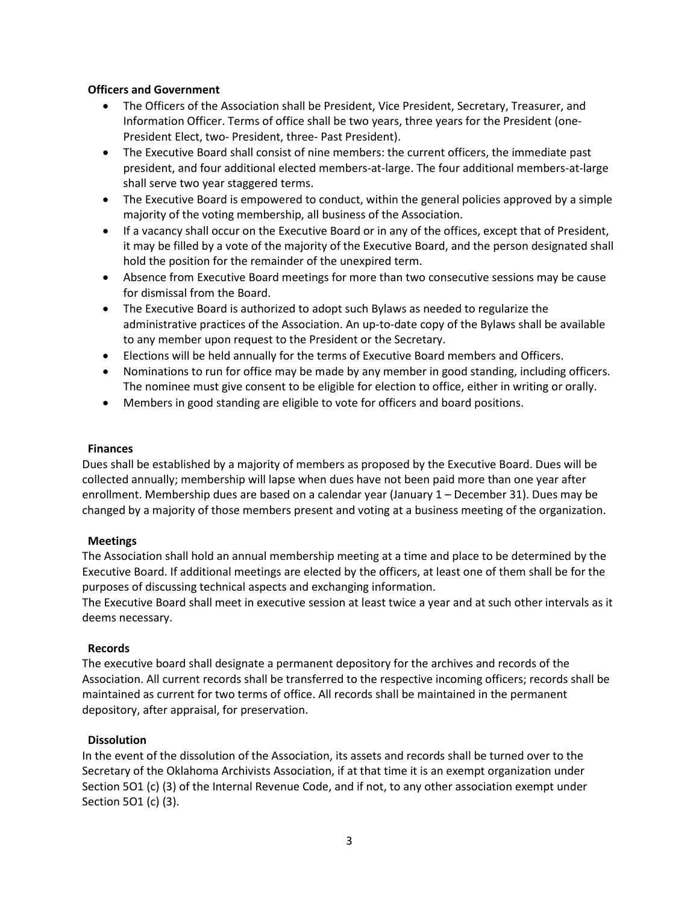**Officers and Government**

- The Officers of the Association shall be President, Vice President, Secretary, Treasurer, and Information Officer. Terms of office shall be two years, three years for the President (one- President Elect, two- President, three- Past President).
- The Executive Board shall consist of nine members: the current officers, the immediate past president, and four additional elected members-at-large. The four additional members-at-large shall serve two year staggered terms.
- The Executive Board is empowered to conduct, within the general policies approved by a simple majority of the voting membership, all business of the Association.
- If a vacancy shall occur on the Executive Board or in any of the offices, except that of President, it may be filled by a vote of the majority of the Executive Board, and the person designated shall hold the position for the remainder of the unexpired term.
- Absence from Executive Board meetings for more than two consecutive sessions may be cause for dismissal from the Board.
- The Executive Board is authorized to adopt such Bylaws as needed to regularize the administrative practices of the Association. An up-to-date copy of the Bylaws shall be available to any member upon request to the President or the Secretary.
- Elections will be held annually for the terms of Executive Board members and Officers.
- Nominations to run for office may be made by any member in good standing, including officers. The nominee must give consent to be eligible for election to office, either in writing or orally.
- Members in good standing are eligible to vote for officers and board positions.

**Finances**

Dues shall be established by a majority of members as proposed by the Executive Board. Dues will be collected annually; membership will lapse when dues have not been paid more than one year after enrollment. Membership dues are based on a calendar year (January 1 – December 31). Dues may be changed by a majority of those members present and voting at a business meeting of the organization.

**Meetings**

The Association shall hold an annual membership meeting at a time and place to be determined by the Executive Board. If additional meetings are elected by the officers, at least one of them shall be for the purposes of discussing technical aspects and exchanging information.

The Executive Board shall meet in executive session at least twice a year and at such other intervals as it deems necessary.

**Records**

The executive board shall designate a permanent depository for the archives and records of the Association. All current records shall be transferred to the respective incoming officers; records shall be maintained as current for two terms of office. All records shall be maintained in the permanent depository, after appraisal, for preservation.

**Dissolution**

In the event of the dissolution of the Association, its assets and records shall be turned over to the Secretary of the Oklahoma Archivists Association, if at that time it is an exempt organization under Section 5O1 (c) (3) of the Internal Revenue Code, and if not, to any other association exempt under Section 5O1 (c) (3).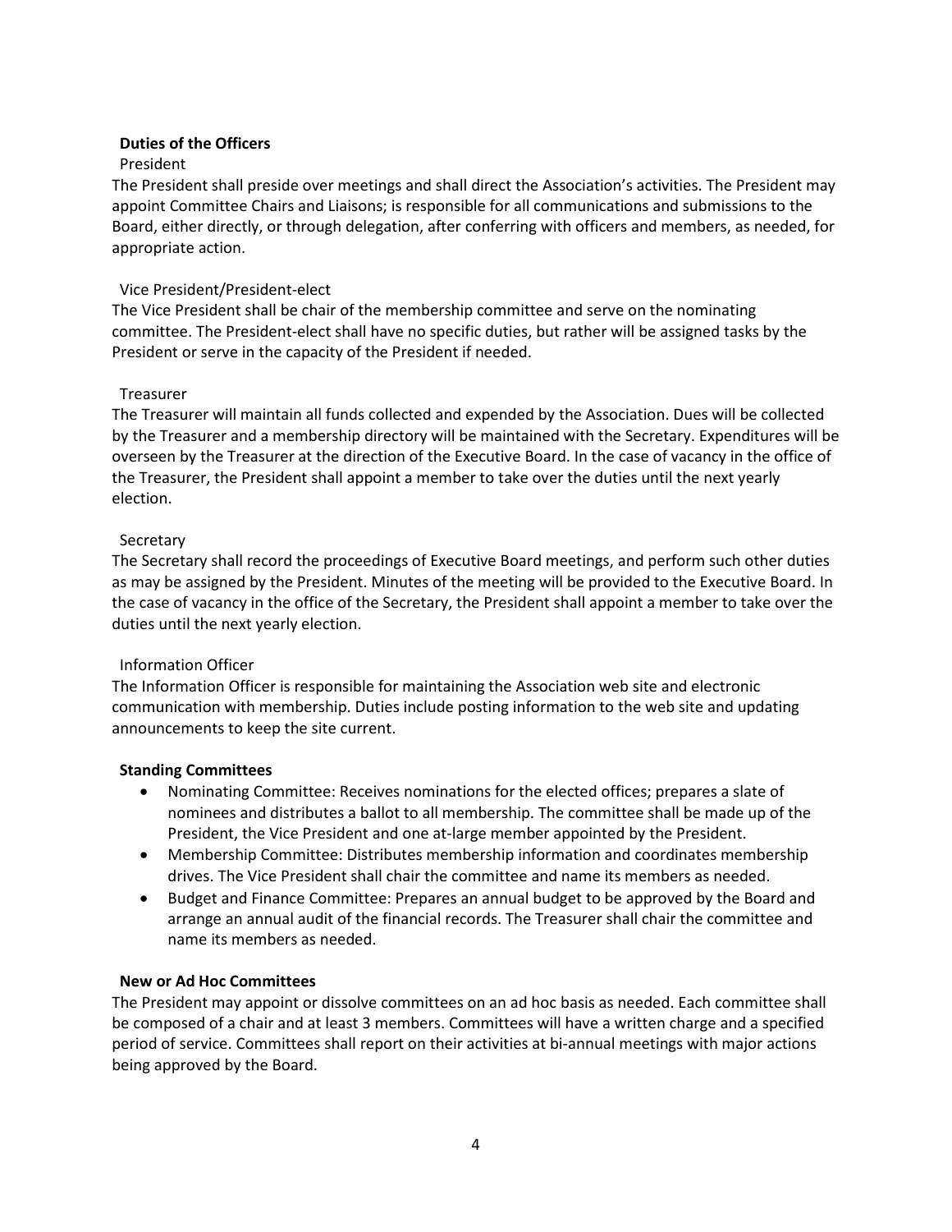## Duties of the Officers

### President

The President shall preside over meetings and shall direct the Association's activities. The President may appoint Committee Chairs and Liaisons; is responsible for all communications and submissions to the Board, either directly, or through delegation, after conferring with officers and members, as needed, for appropriate action.

### Vice President/President-elect

The Vice President shall be chair of the membership committee and serve on the nominating committee. The President-elect shall have no specific duties, but rather will be assigned tasks by the President or serve in the capacity of the President if needed.

### Treasurer

The Treasurer will maintain all funds collected and expended by the Association. Dues will be collected by the Treasurer and a membership directory will be maintained with the Secretary. Expenditures will be overseen by the Treasurer at the direction of the Executive Board. In the case of vacancy in the office of the Treasurer, the President shall appoint a member to take over the duties until the next yearly election.

### Secretary

The Secretary shall record the proceedings of Executive Board meetings, and perform such other duties as may be assigned by the President. Minutes of the meeting will be provided to the Executive Board. In the case of vacancy in the office of the Secretary, the President shall appoint a member to take over the duties until the next yearly election.

### Information Officer

The Information Officer is responsible for maintaining the Association web site and electronic communication with membership. Duties include posting information to the web site and updating announcements to keep the site current.

## Standing Committees

- Nominating Committee: Receives nominations for the elected offices; prepares a slate of nominees and distributes a ballot to all membership. The committee shall be made up of the President, the Vice President and one at-large member appointed by the President.
- Membership Committee: Distributes membership information and coordinates membership drives. The Vice President shall chair the committee and name its members as needed.
- Budget and Finance Committee: Prepares an annual budget to be approved by the Board and arrange an annual audit of the financial records. The Treasurer shall chair the committee and name its members as needed.

## New or Ad Hoc Committees

The President may appoint or dissolve committees on an ad hoc basis as needed. Each committee shall be composed of a chair and at least 3 members. Committees will have a written charge and a specified period of service. Committees shall report on their activities at bi-annual meetings with major actions being approved by the Board.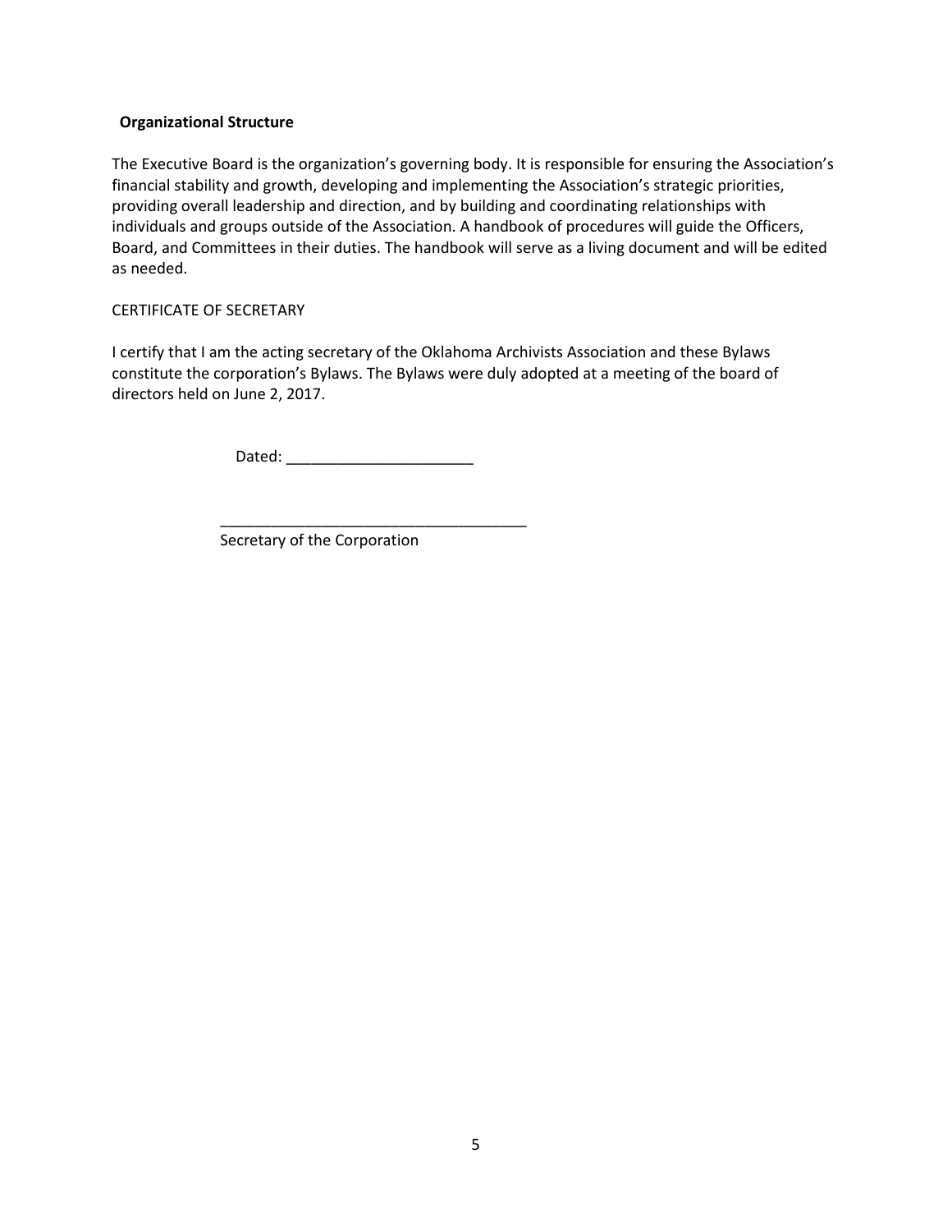**Organizational Structure**

The Executive Board is the organization's governing body. It is responsible for ensuring the Association's financial stability and growth, developing and implementing the Association's strategic priorities, providing overall leadership and direction, and by building and coordinating relationships with individuals and groups outside of the Association. A handbook of procedures will guide the Officers, Board, and Committees in their duties. The handbook will serve as a living document and will be edited as needed.

CERTIFICATE OF SECRETARY

I certify that I am the acting secretary of the Oklahoma Archivists Association and these Bylaws constitute the corporation's Bylaws. The Bylaws were duly adopted at a meeting of the board of directors held on June 2, 2017.

Dated: ______________________

____________________________________
Secretary of the Corporation